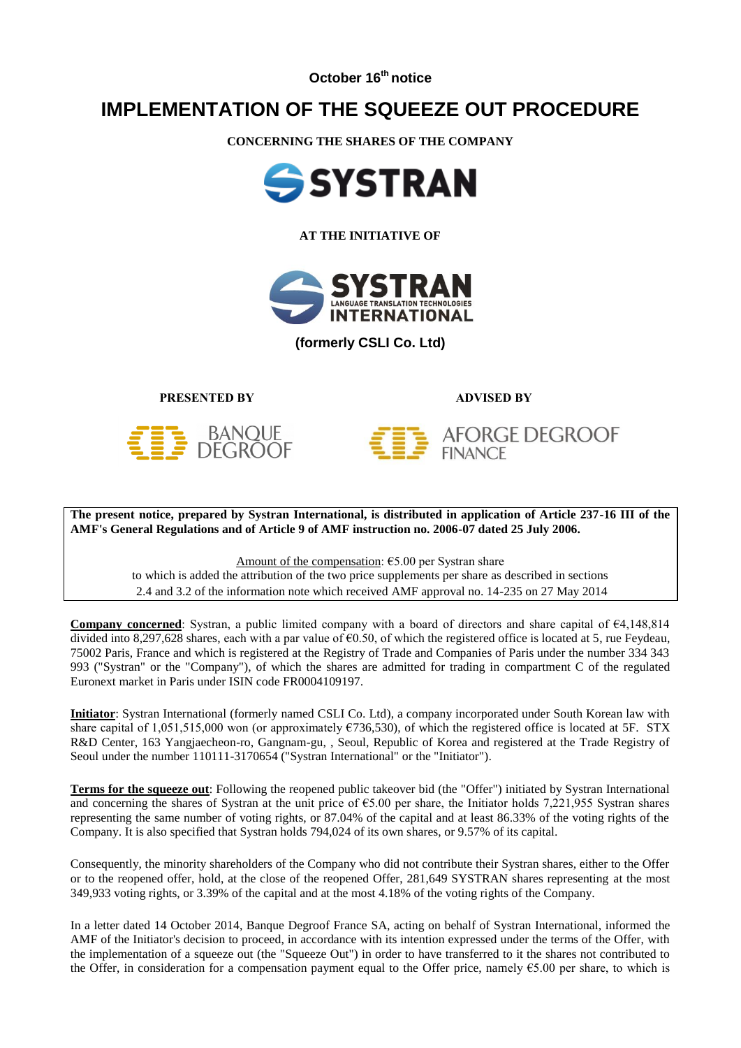October 16th notice

# IMPLEMENTATION OF THE SQUEEZE OUT PROCEDURE

**CONCERNING THE SHARES OF THE COMPANY**

SYSTRAN

**AT THE INITIATIVE OF**

SYSTRAN LANGUAGE TRANSLATION TECHNOLOGIES INTERNATIONAL

**(formerly CSLI Co. Ltd)**

**PRESENTED BY**

BANQUE DEGROOF

**ADVISED BY**

AFORGE DEGROOF FINANCE

**The present notice, prepared by Systran International, is distributed in application of Article 237-16 III of the AMF's General Regulations and of Article 9 of AMF instruction no. 2006-07 dated 25 July 2006.**

Amount of the compensation: €5.00 per Systran share
to which is added the attribution of the two price supplements per share as described in sections 2.4 and 3.2 of the information note which received AMF approval no. 14-235 on 27 May 2014

**Company concerned**: Systran, a public limited company with a board of directors and share capital of €4,148,814 divided into 8,297,628 shares, each with a par value of €0.50, of which the registered office is located at 5, rue Feydeau, 75002 Paris, France and which is registered at the Registry of Trade and Companies of Paris under the number 334 343 993 ("Systran" or the "Company"), of which the shares are admitted for trading in compartment C of the regulated Euronext market in Paris under ISIN code FR0004109197.

**Initiator**: Systran International (formerly named CSLI Co. Ltd), a company incorporated under South Korean law with share capital of 1,051,515,000 won (or approximately €736,530), of which the registered office is located at 5F. STX R&D Center, 163 Yangjaecheon-ro, Gangnam-gu, , Seoul, Republic of Korea and registered at the Trade Registry of Seoul under the number 110111-3170654 ("Systran International" or the "Initiator").

**Terms for the squeeze out**: Following the reopened public takeover bid (the "Offer") initiated by Systran International and concerning the shares of Systran at the unit price of €5.00 per share, the Initiator holds 7,221,955 Systran shares representing the same number of voting rights, or 87.04% of the capital and at least 86.33% of the voting rights of the Company. It is also specified that Systran holds 794,024 of its own shares, or 9.57% of its capital.

Consequently, the minority shareholders of the Company who did not contribute their Systran shares, either to the Offer or to the reopened offer, hold, at the close of the reopened Offer, 281,649 SYSTRAN shares representing at the most 349,933 voting rights, or 3.39% of the capital and at the most 4.18% of the voting rights of the Company.

In a letter dated 14 October 2014, Banque Degroof France SA, acting on behalf of Systran International, informed the AMF of the Initiator's decision to proceed, in accordance with its intention expressed under the terms of the Offer, with the implementation of a squeeze out (the "Squeeze Out") in order to have transferred to it the shares not contributed to the Offer, in consideration for a compensation payment equal to the Offer price, namely €5.00 per share, to which is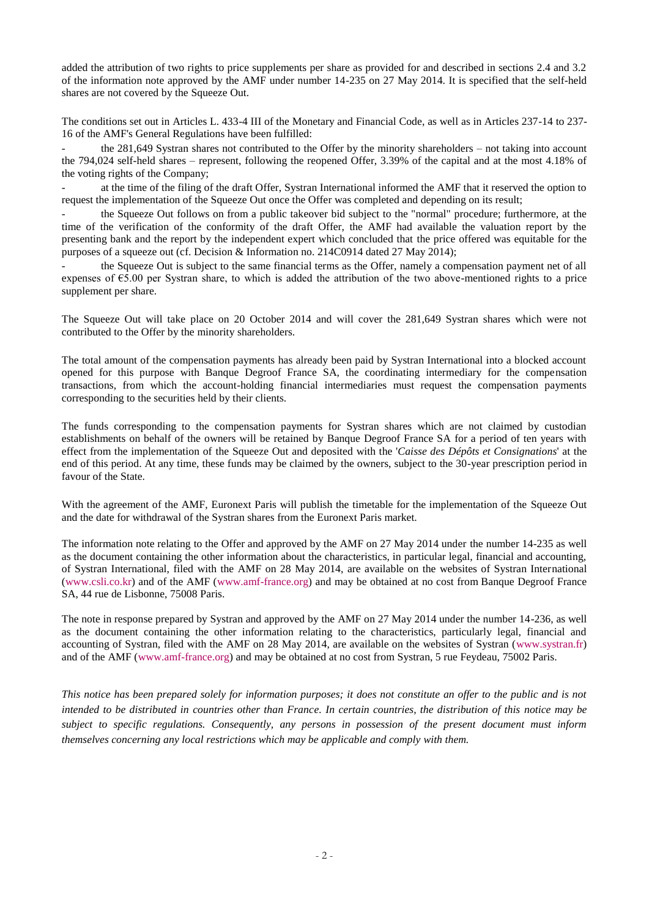added the attribution of two rights to price supplements per share as provided for and described in sections 2.4 and 3.2 of the information note approved by the AMF under number 14-235 on 27 May 2014. It is specified that the self-held shares are not covered by the Squeeze Out.

The conditions set out in Articles L. 433-4 III of the Monetary and Financial Code, as well as in Articles 237-14 to 237-16 of the AMF's General Regulations have been fulfilled:

- the 281,649 Systran shares not contributed to the Offer by the minority shareholders – not taking into account the 794,024 self-held shares – represent, following the reopened Offer, 3.39% of the capital and at the most 4.18% of the voting rights of the Company;
- at the time of the filing of the draft Offer, Systran International informed the AMF that it reserved the option to request the implementation of the Squeeze Out once the Offer was completed and depending on its result;
- the Squeeze Out follows on from a public takeover bid subject to the "normal" procedure; furthermore, at the time of the verification of the conformity of the draft Offer, the AMF had available the valuation report by the presenting bank and the report by the independent expert which concluded that the price offered was equitable for the purposes of a squeeze out (cf. Decision & Information no. 214C0914 dated 27 May 2014);
- the Squeeze Out is subject to the same financial terms as the Offer, namely a compensation payment net of all expenses of €5.00 per Systran share, to which is added the attribution of the two above-mentioned rights to a price supplement per share.

The Squeeze Out will take place on 20 October 2014 and will cover the 281,649 Systran shares which were not contributed to the Offer by the minority shareholders.

The total amount of the compensation payments has already been paid by Systran International into a blocked account opened for this purpose with Banque Degroof France SA, the coordinating intermediary for the compensation transactions, from which the account-holding financial intermediaries must request the compensation payments corresponding to the securities held by their clients.

The funds corresponding to the compensation payments for Systran shares which are not claimed by custodian establishments on behalf of the owners will be retained by Banque Degroof France SA for a period of ten years with effect from the implementation of the Squeeze Out and deposited with the '*Caisse des Dépôts et Consignations*' at the end of this period. At any time, these funds may be claimed by the owners, subject to the 30-year prescription period in favour of the State.

With the agreement of the AMF, Euronext Paris will publish the timetable for the implementation of the Squeeze Out and the date for withdrawal of the Systran shares from the Euronext Paris market.

The information note relating to the Offer and approved by the AMF on 27 May 2014 under the number 14-235 as well as the document containing the other information about the characteristics, in particular legal, financial and accounting, of Systran International, filed with the AMF on 28 May 2014, are available on the websites of Systran International (www.csli.co.kr) and of the AMF (www.amf-france.org) and may be obtained at no cost from Banque Degroof France SA, 44 rue de Lisbonne, 75008 Paris.

The note in response prepared by Systran and approved by the AMF on 27 May 2014 under the number 14-236, as well as the document containing the other information relating to the characteristics, particularly legal, financial and accounting of Systran, filed with the AMF on 28 May 2014, are available on the websites of Systran (www.systran.fr) and of the AMF (www.amf-france.org) and may be obtained at no cost from Systran, 5 rue Feydeau, 75002 Paris.

*This notice has been prepared solely for information purposes; it does not constitute an offer to the public and is not intended to be distributed in countries other than France. In certain countries, the distribution of this notice may be subject to specific regulations. Consequently, any persons in possession of the present document must inform themselves concerning any local restrictions which may be applicable and comply with them.*